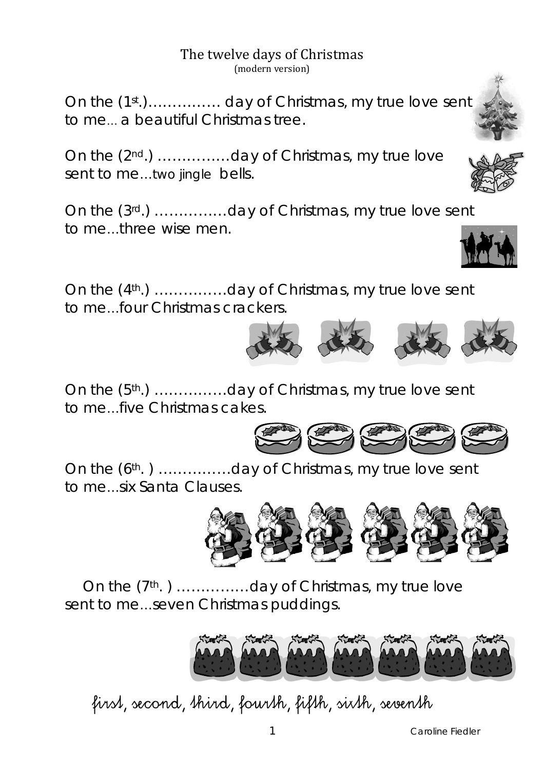# The twelve days of Christmas
(modern version)

On the (1st.)…………… day of Christmas, my true love sent to me… a beautiful Christmas tree.

On the (2nd.) ……………day of Christmas, my true love sent to me…two jingle bells.

On the (3rd.) ……………day of Christmas, my true love sent to me…three wise men.

On the (4th.) ……………day of Christmas, my true love sent to me…four Christmas crackers.

On the (5th.) ……………day of Christmas, my true love sent to me…five Christmas cakes.

On the (6th. ) ……………day of Christmas, my true love sent to me…six Santa Clauses.

On the (7th. ) ……………day of Christmas, my true love sent to me…seven Christmas puddings.

*first, second, third, fourth, fifth, sixth, seventh*

Caroline Fiedler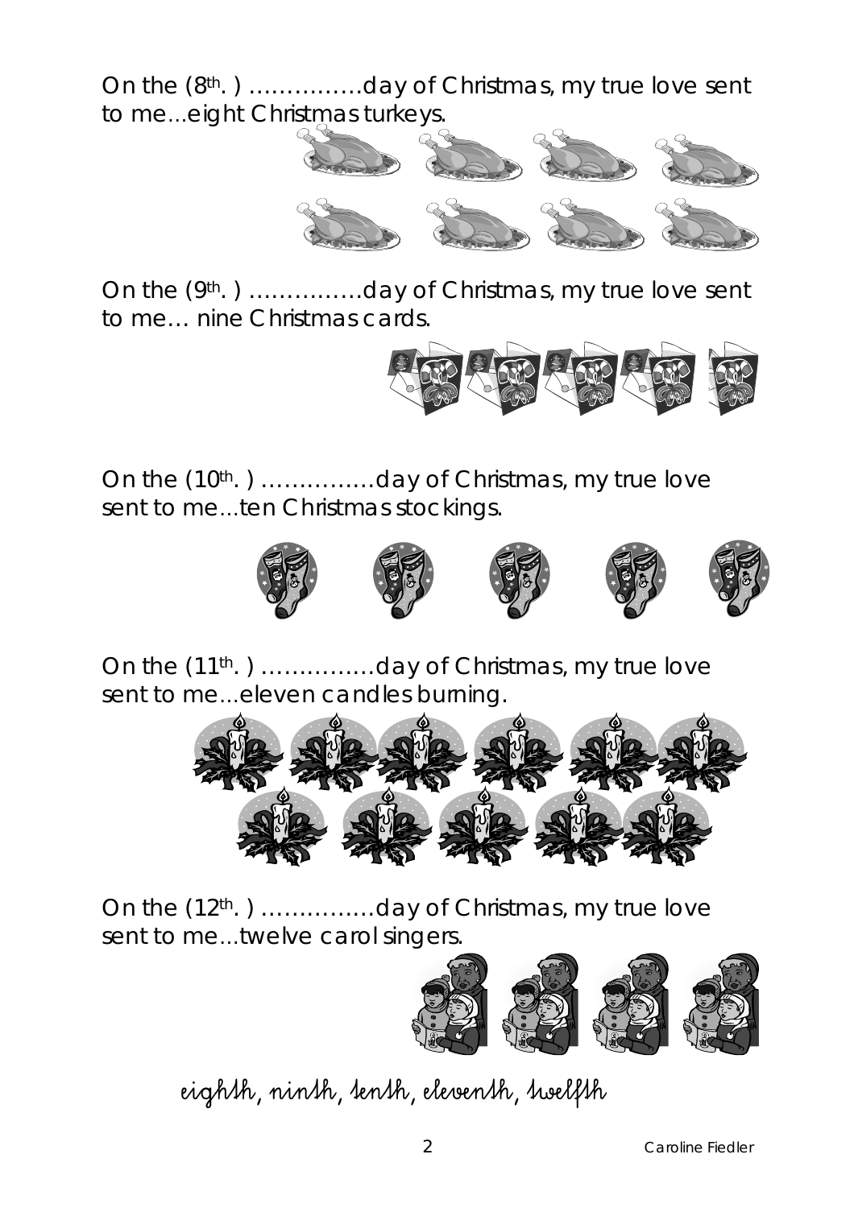On the (8th. ) ……………day of Christmas, my true love sent to me...eight Christmas turkeys.

On the (9th. ) ……………day of Christmas, my true love sent to me… nine Christmas cards.

On the (10th. ) ……………day of Christmas, my true love sent to me...ten Christmas stockings.

On the (11th. ) ……………day of Christmas, my true love sent to me...eleven candles burning.

On the (12th. ) ……………day of Christmas, my true love sent to me...twelve carol singers.

eighth, ninth, tenth, eleventh, twelfth

Caroline Fiedler